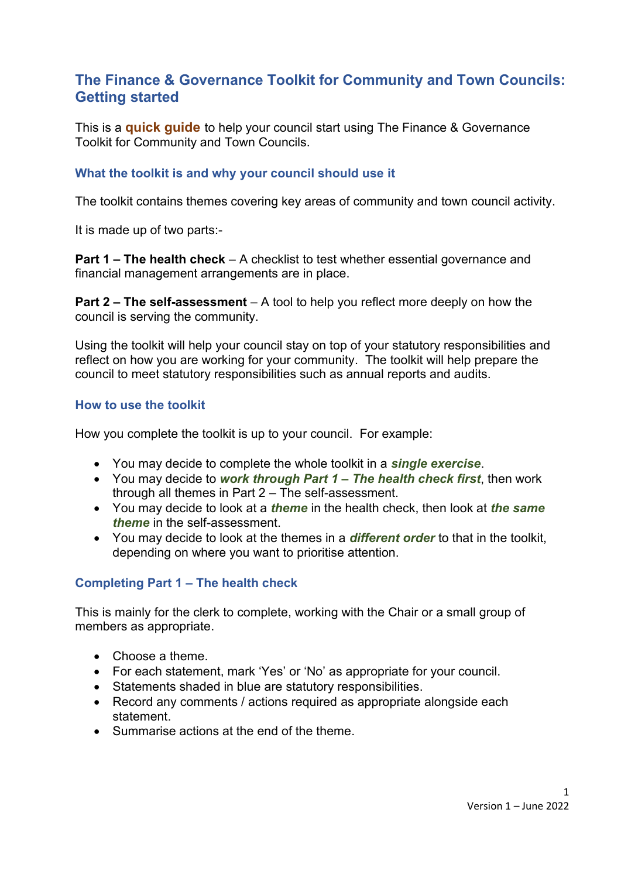# The Finance & Governance Toolkit for Community and Town Councils: Getting started

This is a **quick guide** to help your council start using The Finance & Governance Toolkit for Community and Town Councils.

## What the toolkit is and why your council should use it

The toolkit contains themes covering key areas of community and town council activity.

It is made up of two parts:-

**Part 1 – The health check** – A checklist to test whether essential governance and financial management arrangements are in place.

**Part 2 – The self-assessment** – A tool to help you reflect more deeply on how the council is serving the community.

Using the toolkit will help your council stay on top of your statutory responsibilities and reflect on how you are working for your community. The toolkit will help prepare the council to meet statutory responsibilities such as annual reports and audits.

## How to use the toolkit

How you complete the toolkit is up to your council. For example:

- You may decide to complete the whole toolkit in a ***single exercise***.
- You may decide to ***work through Part 1 – The health check first***, then work through all themes in Part 2 – The self-assessment.
- You may decide to look at a ***theme*** in the health check, then look at ***the same theme*** in the self-assessment.
- You may decide to look at the themes in a ***different order*** to that in the toolkit, depending on where you want to prioritise attention.

## Completing Part 1 – The health check

This is mainly for the clerk to complete, working with the Chair or a small group of members as appropriate.

- Choose a theme.
- For each statement, mark 'Yes' or 'No' as appropriate for your council.
- Statements shaded in blue are statutory responsibilities.
- Record any comments / actions required as appropriate alongside each statement.
- Summarise actions at the end of the theme.

Version 1 – June 2022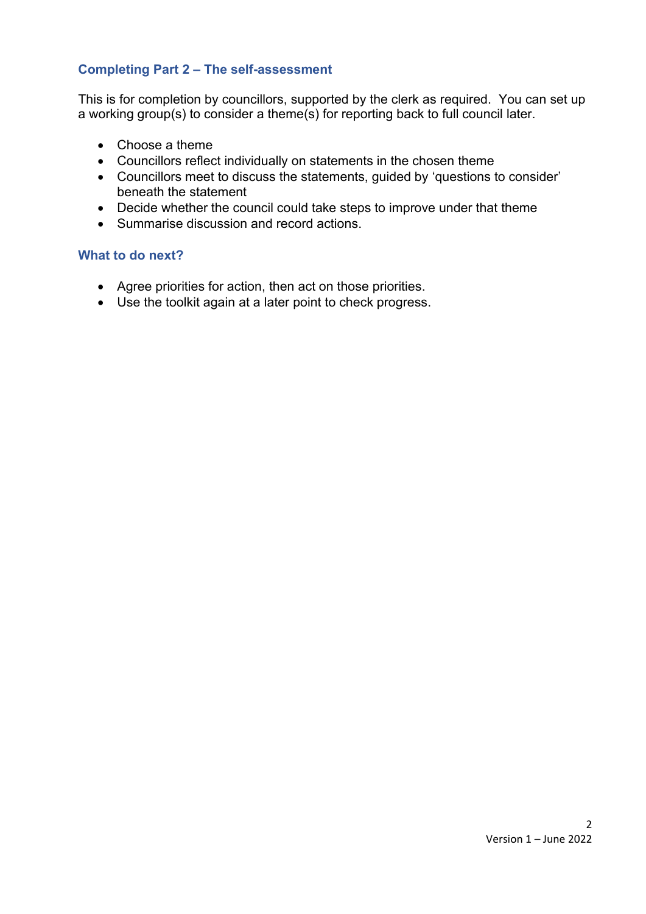### Completing Part 2 – The self-assessment

This is for completion by councillors, supported by the clerk as required. You can set up a working group(s) to consider a theme(s) for reporting back to full council later.

- Choose a theme
- Councillors reflect individually on statements in the chosen theme
- Councillors meet to discuss the statements, guided by 'questions to consider' beneath the statement
- Decide whether the council could take steps to improve under that theme
- Summarise discussion and record actions.

### What to do next?

- Agree priorities for action, then act on those priorities.
- Use the toolkit again at a later point to check progress.